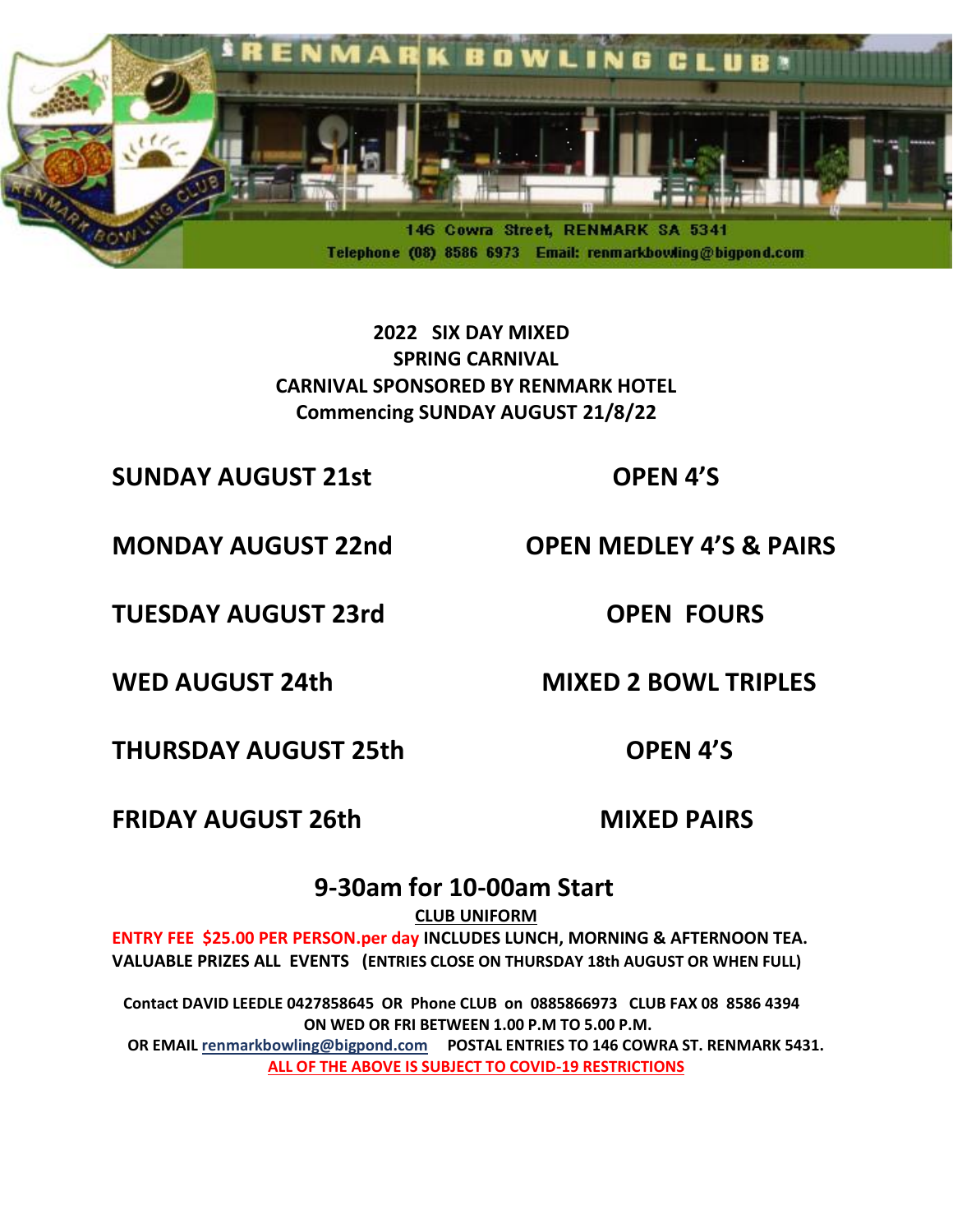# RENMARK BOWLING CLUB

146 Cowra Street, RENMARK SA 5341
Telephone (08) 8586 6973 Email: renmarkbowling@bigpond.com

**2022 SIX DAY MIXED**
**SPRING CARNIVAL**
**CARNIVAL SPONSORED BY RENMARK HOTEL**
**Commencing SUNDAY AUGUST 21/8/22**

| | |
|---|---|
| **SUNDAY AUGUST 21st** | **OPEN 4'S** |
| **MONDAY AUGUST 22nd** | **OPEN MEDLEY 4'S & PAIRS** |
| **TUESDAY AUGUST 23rd** | **OPEN FOURS** |
| **WED AUGUST 24th** | **MIXED 2 BOWL TRIPLES** |
| **THURSDAY AUGUST 25th** | **OPEN 4'S** |
| **FRIDAY AUGUST 26th** | **MIXED PAIRS** |

## 9-30am for 10-00am Start

**CLUB UNIFORM**

**ENTRY FEE $25.00 PER PERSON.per day INCLUDES LUNCH, MORNING & AFTERNOON TEA.**
**VALUABLE PRIZES ALL EVENTS (ENTRIES CLOSE ON THURSDAY 18th AUGUST OR WHEN FULL)**

**Contact DAVID LEEDLE 0427858645 OR Phone CLUB on 0885866973 CLUB FAX 08 8586 4394**
**ON WED OR FRI BETWEEN 1.00 P.M TO 5.00 P.M.**
**OR EMAIL renmarkbowling@bigpond.com POSTAL ENTRIES TO 146 COWRA ST. RENMARK 5431.**
**ALL OF THE ABOVE IS SUBJECT TO COVID-19 RESTRICTIONS**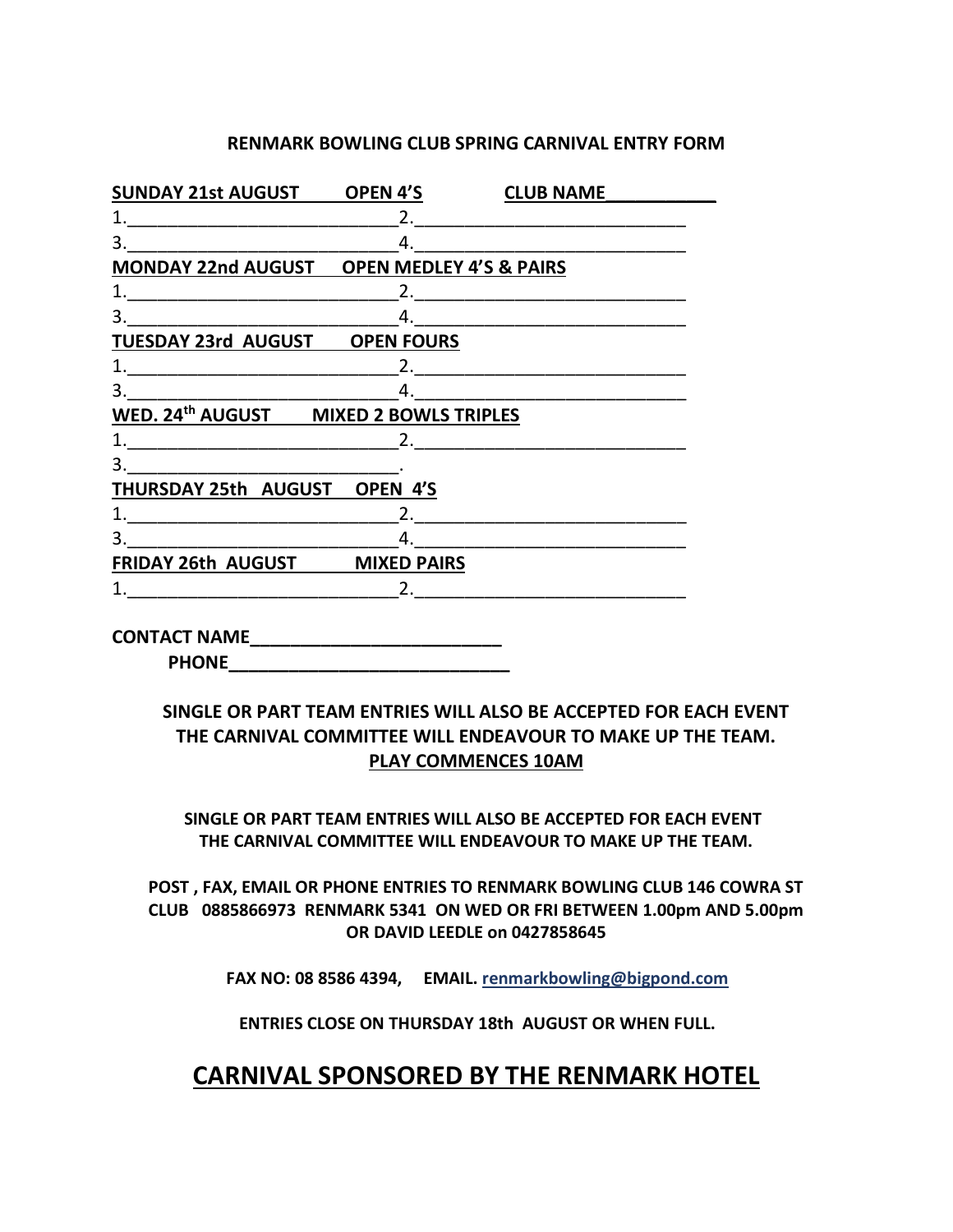**RENMARK BOWLING CLUB SPRING CARNIVAL ENTRY FORM**

**SUNDAY 21st AUGUST OPEN 4'S CLUB NAME___________**

1.___________________________2.___________________________

3.___________________________4.___________________________

**MONDAY 22nd AUGUST OPEN MEDLEY 4'S & PAIRS**

1.___________________________2.___________________________

3.___________________________4.___________________________

**TUESDAY 23rd AUGUST OPEN FOURS**

1.___________________________2.___________________________

3.___________________________4.___________________________

**WED. 24th AUGUST MIXED 2 BOWLS TRIPLES**

1.___________________________2.___________________________

3.___________________________.

**THURSDAY 25th AUGUST OPEN 4'S**

1.___________________________2.___________________________

3.___________________________4.___________________________

**FRIDAY 26th AUGUST MIXED PAIRS**

1.___________________________2.___________________________

**CONTACT NAME_________________________**

**PHONE___________________________**

**SINGLE OR PART TEAM ENTRIES WILL ALSO BE ACCEPTED FOR EACH EVENT THE CARNIVAL COMMITTEE WILL ENDEAVOUR TO MAKE UP THE TEAM.**

**PLAY COMMENCES 10AM**

**SINGLE OR PART TEAM ENTRIES WILL ALSO BE ACCEPTED FOR EACH EVENT THE CARNIVAL COMMITTEE WILL ENDEAVOUR TO MAKE UP THE TEAM.**

**POST , FAX, EMAIL OR PHONE ENTRIES TO RENMARK BOWLING CLUB 146 COWRA ST CLUB 0885866973 RENMARK 5341 ON WED OR FRI BETWEEN 1.00pm AND 5.00pm OR DAVID LEEDLE on 0427858645**

**FAX NO: 08 8586 4394, EMAIL. renmarkbowling@bigpond.com**

**ENTRIES CLOSE ON THURSDAY 18th AUGUST OR WHEN FULL.**

# CARNIVAL SPONSORED BY THE RENMARK HOTEL